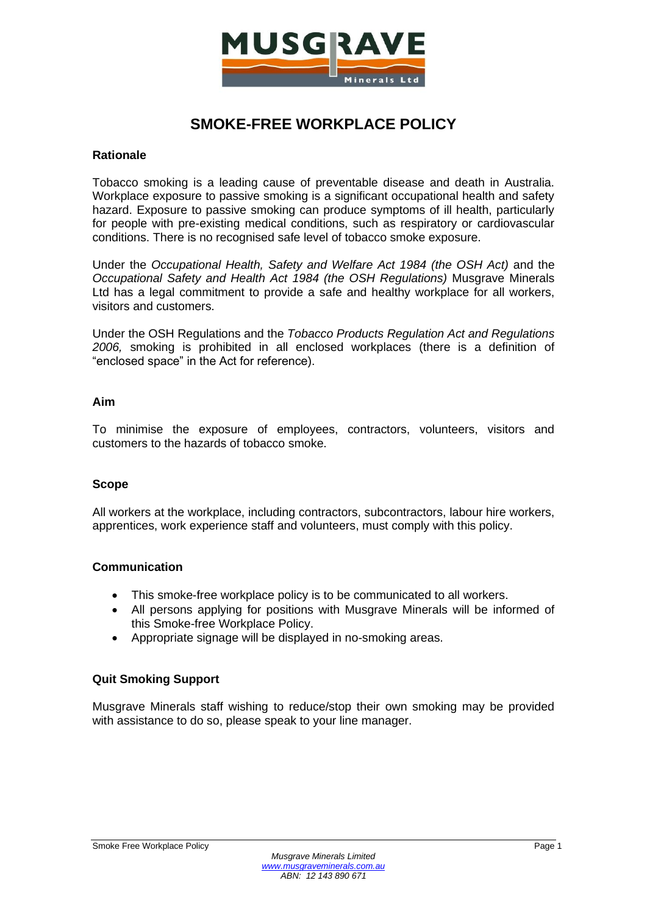# SMOKE-FREE WORKPLACE POLICY

## Rationale

Tobacco smoking is a leading cause of preventable disease and death in Australia. Workplace exposure to passive smoking is a significant occupational health and safety hazard. Exposure to passive smoking can produce symptoms of ill health, particularly for people with pre-existing medical conditions, such as respiratory or cardiovascular conditions. There is no recognised safe level of tobacco smoke exposure.

Under the *Occupational Health, Safety and Welfare Act 1984 (the OSH Act)* and the *Occupational Safety and Health Act 1984 (the OSH Regulations)* Musgrave Minerals Ltd has a legal commitment to provide a safe and healthy workplace for all workers, visitors and customers.

Under the OSH Regulations and the *Tobacco Products Regulation Act and Regulations 2006,* smoking is prohibited in all enclosed workplaces (there is a definition of "enclosed space" in the Act for reference).

## Aim

To minimise the exposure of employees, contractors, volunteers, visitors and customers to the hazards of tobacco smoke.

## Scope

All workers at the workplace, including contractors, subcontractors, labour hire workers, apprentices, work experience staff and volunteers, must comply with this policy.

## Communication

- This smoke-free workplace policy is to be communicated to all workers.
- All persons applying for positions with Musgrave Minerals will be informed of this Smoke-free Workplace Policy.
- Appropriate signage will be displayed in no-smoking areas.

## Quit Smoking Support

Musgrave Minerals staff wishing to reduce/stop their own smoking may be provided with assistance to do so, please speak to your line manager.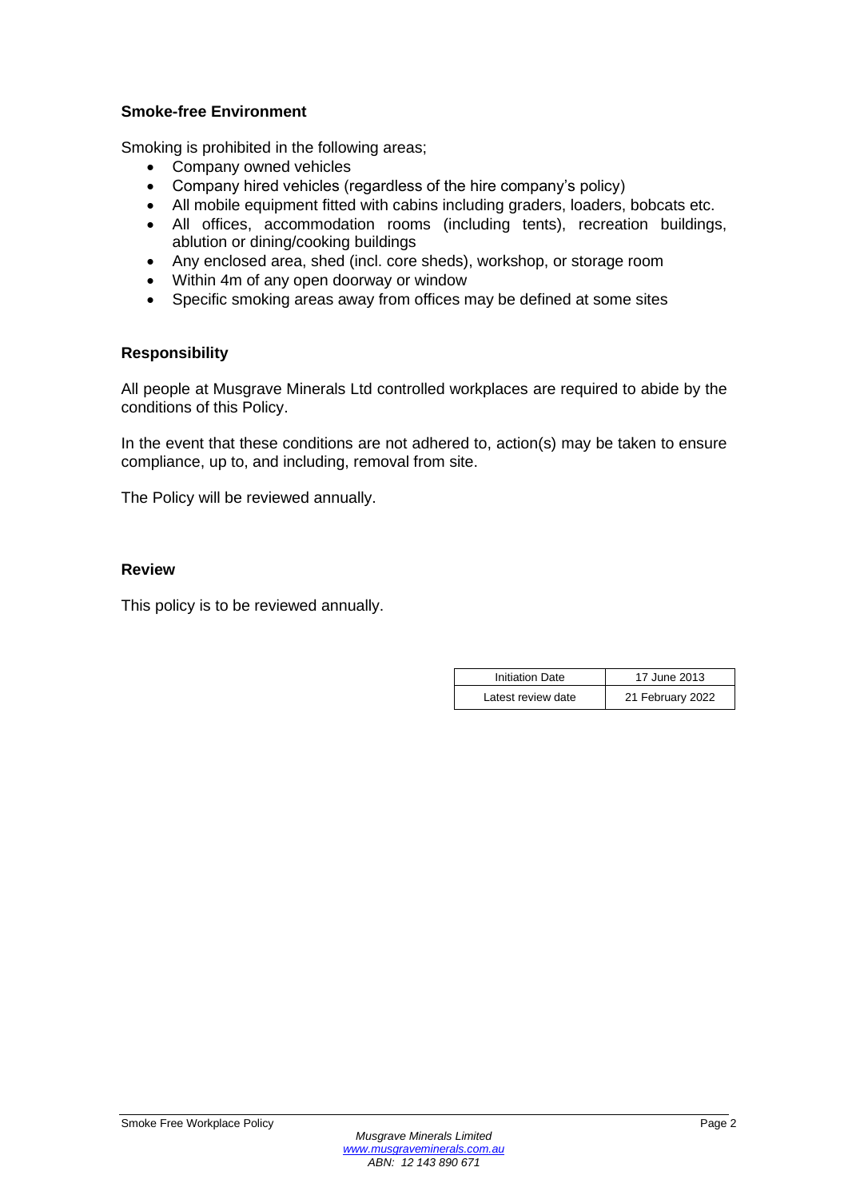**Smoke-free Environment**

Smoking is prohibited in the following areas;

- Company owned vehicles
- Company hired vehicles (regardless of the hire company's policy)
- All mobile equipment fitted with cabins including graders, loaders, bobcats etc.
- All offices, accommodation rooms (including tents), recreation buildings, ablution or dining/cooking buildings
- Any enclosed area, shed (incl. core sheds), workshop, or storage room
- Within 4m of any open doorway or window
- Specific smoking areas away from offices may be defined at some sites

**Responsibility**

All people at Musgrave Minerals Ltd controlled workplaces are required to abide by the conditions of this Policy.

In the event that these conditions are not adhered to, action(s) may be taken to ensure compliance, up to, and including, removal from site.

The Policy will be reviewed annually.

**Review**

This policy is to be reviewed annually.

| | |
|---|---|
| Initiation Date | 17 June 2013 |
| Latest review date | 21 February 2022 |